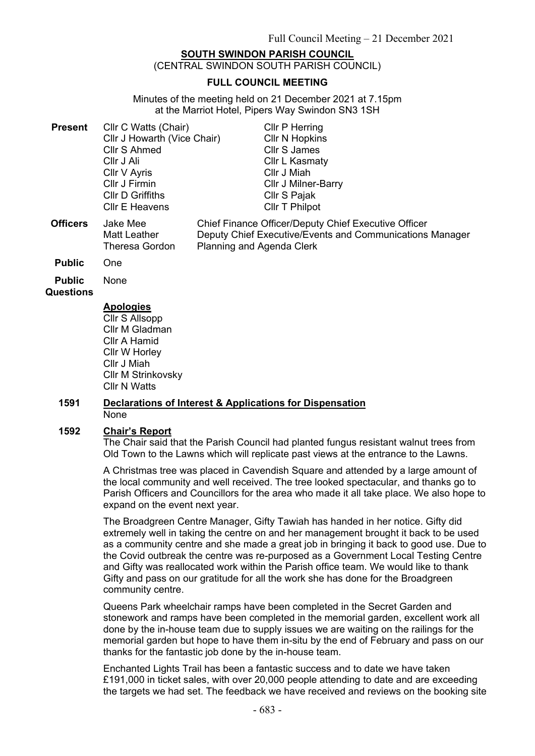**SOUTH SWINDON PARISH COUNCIL**
(CENTRAL SWINDON SOUTH PARISH COUNCIL)

**FULL COUNCIL MEETING**

Minutes of the meeting held on 21 December 2021 at 7.15pm at the Marriot Hotel, Pipers Way Swindon SN3 1SH

| | | |
|---|---|---|
| **Present** | Cllr C Watts (Chair) | Cllr P Herring |
| | Cllr J Howarth (Vice Chair) | Cllr N Hopkins |
| | Cllr S Ahmed | Cllr S James |
| | Cllr J Ali | Cllr L Kasmaty |
| | Cllr V Ayris | Cllr J Miah |
| | Cllr J Firmin | Cllr J Milner-Barry |
| | Cllr D Griffiths | Cllr S Pajak |
| | Cllr E Heavens | Cllr T Philpot |

| | | |
|---|---|---|
| **Officers** | Jake Mee | Chief Finance Officer/Deputy Chief Executive Officer |
| | Matt Leather | Deputy Chief Executive/Events and Communications Manager |
| | Theresa Gordon | Planning and Agenda Clerk |

**Public** One

**Public Questions** None

**Apologies**

Cllr S Allsopp
Cllr M Gladman
Cllr A Hamid
Cllr W Horley
Cllr J Miah
Cllr M Strinkovsky
Cllr N Watts

**1591 Declarations of Interest & Applications for Dispensation**

None

**1592 Chair's Report**

The Chair said that the Parish Council had planted fungus resistant walnut trees from Old Town to the Lawns which will replicate past views at the entrance to the Lawns.

A Christmas tree was placed in Cavendish Square and attended by a large amount of the local community and well received. The tree looked spectacular, and thanks go to Parish Officers and Councillors for the area who made it all take place. We also hope to expand on the event next year.

The Broadgreen Centre Manager, Gifty Tawiah has handed in her notice. Gifty did extremely well in taking the centre on and her management brought it back to be used as a community centre and she made a great job in bringing it back to good use. Due to the Covid outbreak the centre was re-purposed as a Government Local Testing Centre and Gifty was reallocated work within the Parish office team. We would like to thank Gifty and pass on our gratitude for all the work she has done for the Broadgreen community centre.

Queens Park wheelchair ramps have been completed in the Secret Garden and stonework and ramps have been completed in the memorial garden, excellent work all done by the in-house team due to supply issues we are waiting on the railings for the memorial garden but hope to have them in-situ by the end of February and pass on our thanks for the fantastic job done by the in-house team.

Enchanted Lights Trail has been a fantastic success and to date we have taken £191,000 in ticket sales, with over 20,000 people attending to date and are exceeding the targets we had set. The feedback we have received and reviews on the booking site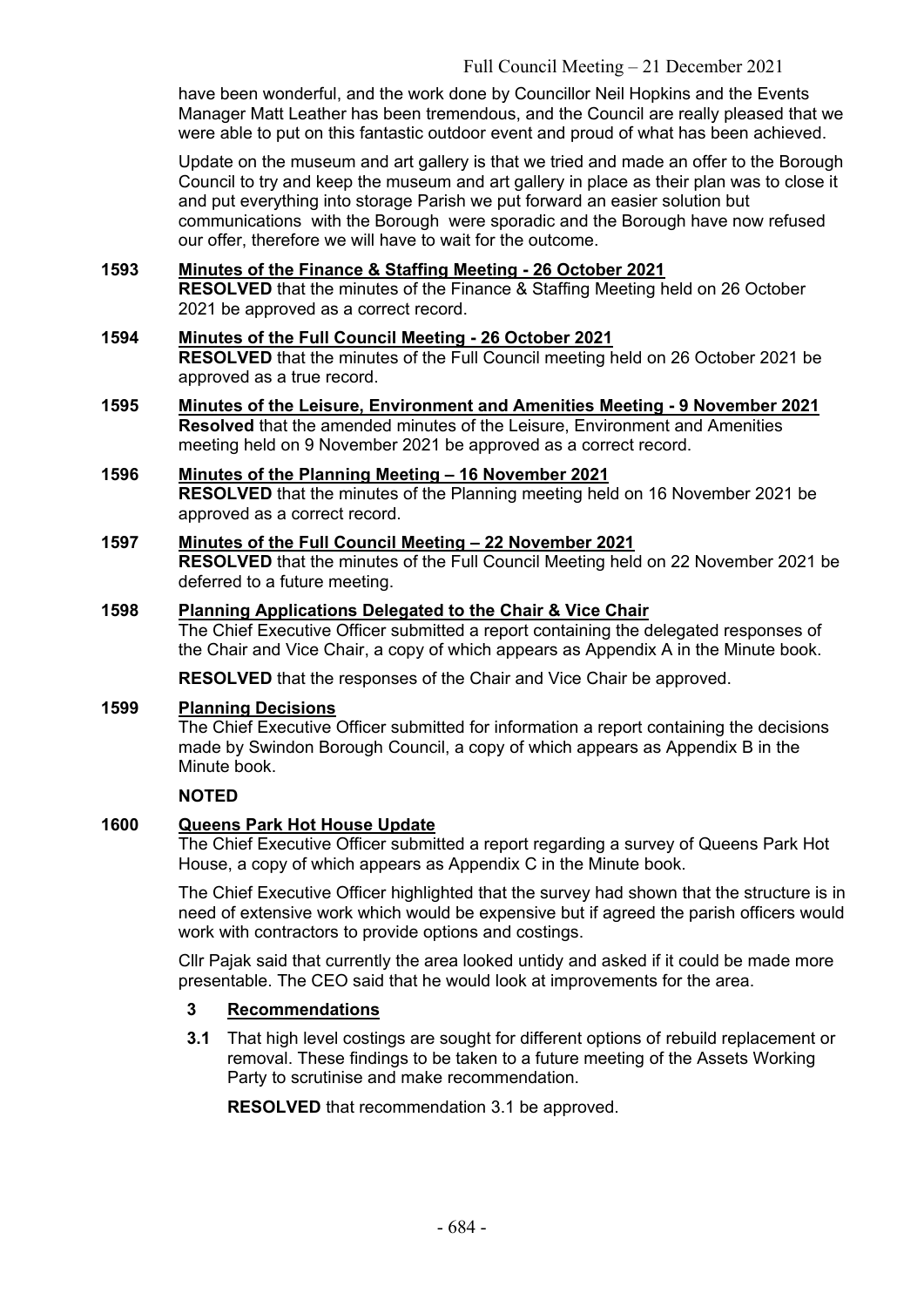have been wonderful, and the work done by Councillor Neil Hopkins and the Events Manager Matt Leather has been tremendous, and the Council are really pleased that we were able to put on this fantastic outdoor event and proud of what has been achieved.

Update on the museum and art gallery is that we tried and made an offer to the Borough Council to try and keep the museum and art gallery in place as their plan was to close it and put everything into storage Parish we put forward an easier solution but communications with the Borough were sporadic and the Borough have now refused our offer, therefore we will have to wait for the outcome.

**1593 Minutes of the Finance & Staffing Meeting - 26 October 2021**

**RESOLVED** that the minutes of the Finance & Staffing Meeting held on 26 October 2021 be approved as a correct record.

**1594 Minutes of the Full Council Meeting - 26 October 2021**

**RESOLVED** that the minutes of the Full Council meeting held on 26 October 2021 be approved as a true record.

**1595 Minutes of the Leisure, Environment and Amenities Meeting - 9 November 2021**

**Resolved** that the amended minutes of the Leisure, Environment and Amenities meeting held on 9 November 2021 be approved as a correct record.

**1596 Minutes of the Planning Meeting – 16 November 2021**

**RESOLVED** that the minutes of the Planning meeting held on 16 November 2021 be approved as a correct record.

**1597 Minutes of the Full Council Meeting – 22 November 2021**

**RESOLVED** that the minutes of the Full Council Meeting held on 22 November 2021 be deferred to a future meeting.

**1598 Planning Applications Delegated to the Chair & Vice Chair**

The Chief Executive Officer submitted a report containing the delegated responses of the Chair and Vice Chair, a copy of which appears as Appendix A in the Minute book.

**RESOLVED** that the responses of the Chair and Vice Chair be approved.

**1599 Planning Decisions**

The Chief Executive Officer submitted for information a report containing the decisions made by Swindon Borough Council, a copy of which appears as Appendix B in the Minute book.

**NOTED**

**1600 Queens Park Hot House Update**

The Chief Executive Officer submitted a report regarding a survey of Queens Park Hot House, a copy of which appears as Appendix C in the Minute book.

The Chief Executive Officer highlighted that the survey had shown that the structure is in need of extensive work which would be expensive but if agreed the parish officers would work with contractors to provide options and costings.

Cllr Pajak said that currently the area looked untidy and asked if it could be made more presentable. The CEO said that he would look at improvements for the area.

**3 Recommendations**

**3.1** That high level costings are sought for different options of rebuild replacement or removal. These findings to be taken to a future meeting of the Assets Working Party to scrutinise and make recommendation.

**RESOLVED** that recommendation 3.1 be approved.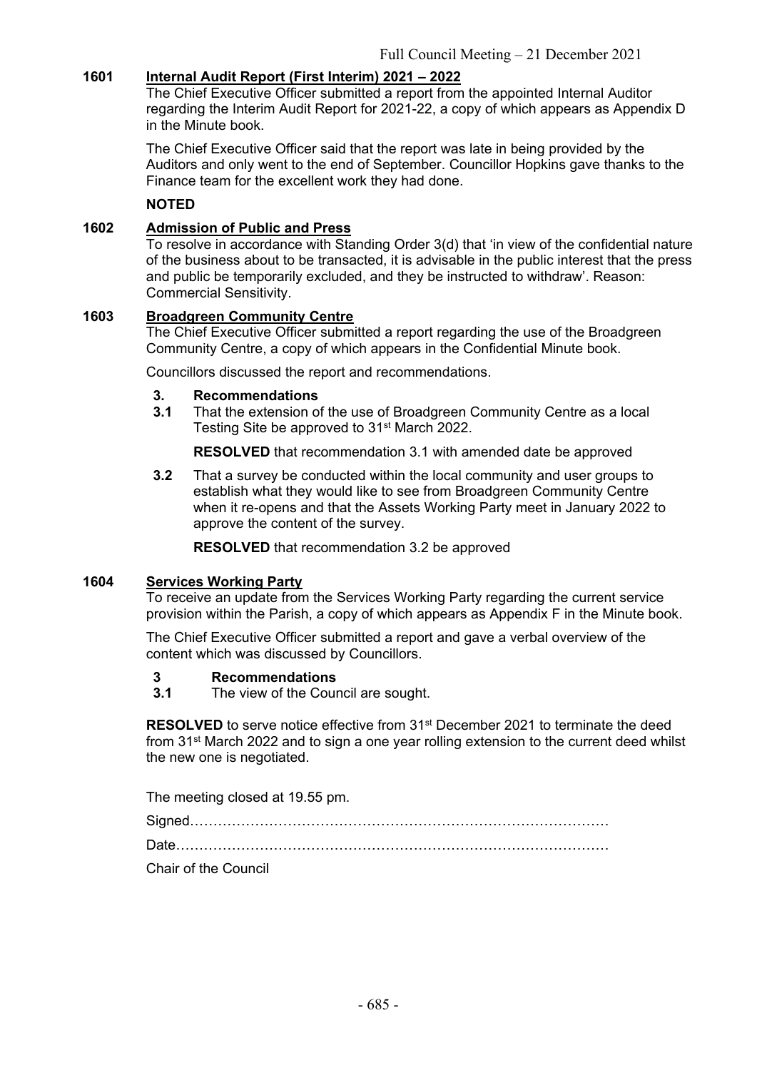**1601 Internal Audit Report (First Interim) 2021 – 2022**

The Chief Executive Officer submitted a report from the appointed Internal Auditor regarding the Interim Audit Report for 2021-22, a copy of which appears as Appendix D in the Minute book.

The Chief Executive Officer said that the report was late in being provided by the Auditors and only went to the end of September. Councillor Hopkins gave thanks to the Finance team for the excellent work they had done.

**NOTED**

**1602 Admission of Public and Press**

To resolve in accordance with Standing Order 3(d) that 'in view of the confidential nature of the business about to be transacted, it is advisable in the public interest that the press and public be temporarily excluded, and they be instructed to withdraw'. Reason: Commercial Sensitivity.

**1603 Broadgreen Community Centre**

The Chief Executive Officer submitted a report regarding the use of the Broadgreen Community Centre, a copy of which appears in the Confidential Minute book.

Councillors discussed the report and recommendations.

**3. Recommendations**

**3.1** That the extension of the use of Broadgreen Community Centre as a local Testing Site be approved to 31st March 2022.

**RESOLVED** that recommendation 3.1 with amended date be approved

**3.2** That a survey be conducted within the local community and user groups to establish what they would like to see from Broadgreen Community Centre when it re-opens and that the Assets Working Party meet in January 2022 to approve the content of the survey.

**RESOLVED** that recommendation 3.2 be approved

**1604 Services Working Party**

To receive an update from the Services Working Party regarding the current service provision within the Parish, a copy of which appears as Appendix F in the Minute book.

The Chief Executive Officer submitted a report and gave a verbal overview of the content which was discussed by Councillors.

**3 Recommendations**

**3.1** The view of the Council are sought.

**RESOLVED** to serve notice effective from 31st December 2021 to terminate the deed from 31st March 2022 and to sign a one year rolling extension to the current deed whilst the new one is negotiated.

The meeting closed at 19.55 pm.

Signed………………………………………………………………………………

Date…………………………………………………………………………………

Chair of the Council